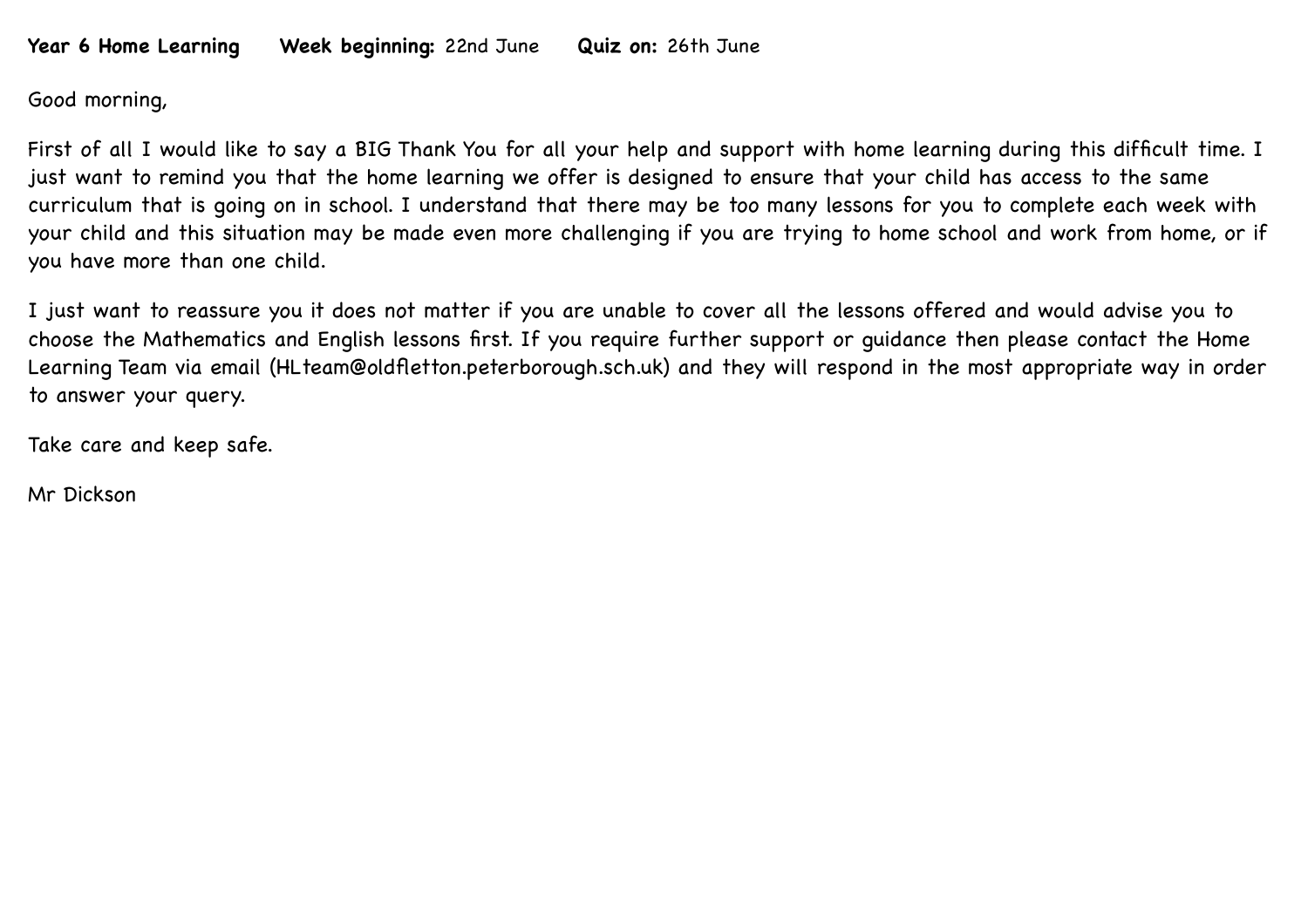**Year 6 Home Learning** **Week beginning:** 22nd June **Quiz on:** 26th June

Good morning,

First of all I would like to say a BIG Thank You for all your help and support with home learning during this difficult time. I just want to remind you that the home learning we offer is designed to ensure that your child has access to the same curriculum that is going on in school. I understand that there may be too many lessons for you to complete each week with your child and this situation may be made even more challenging if you are trying to home school and work from home, or if you have more than one child.

I just want to reassure you it does not matter if you are unable to cover all the lessons offered and would advise you to choose the Mathematics and English lessons first. If you require further support or guidance then please contact the Home Learning Team via email (HLteam@oldfletton.peterborough.sch.uk) and they will respond in the most appropriate way in order to answer your query.

Take care and keep safe.

Mr Dickson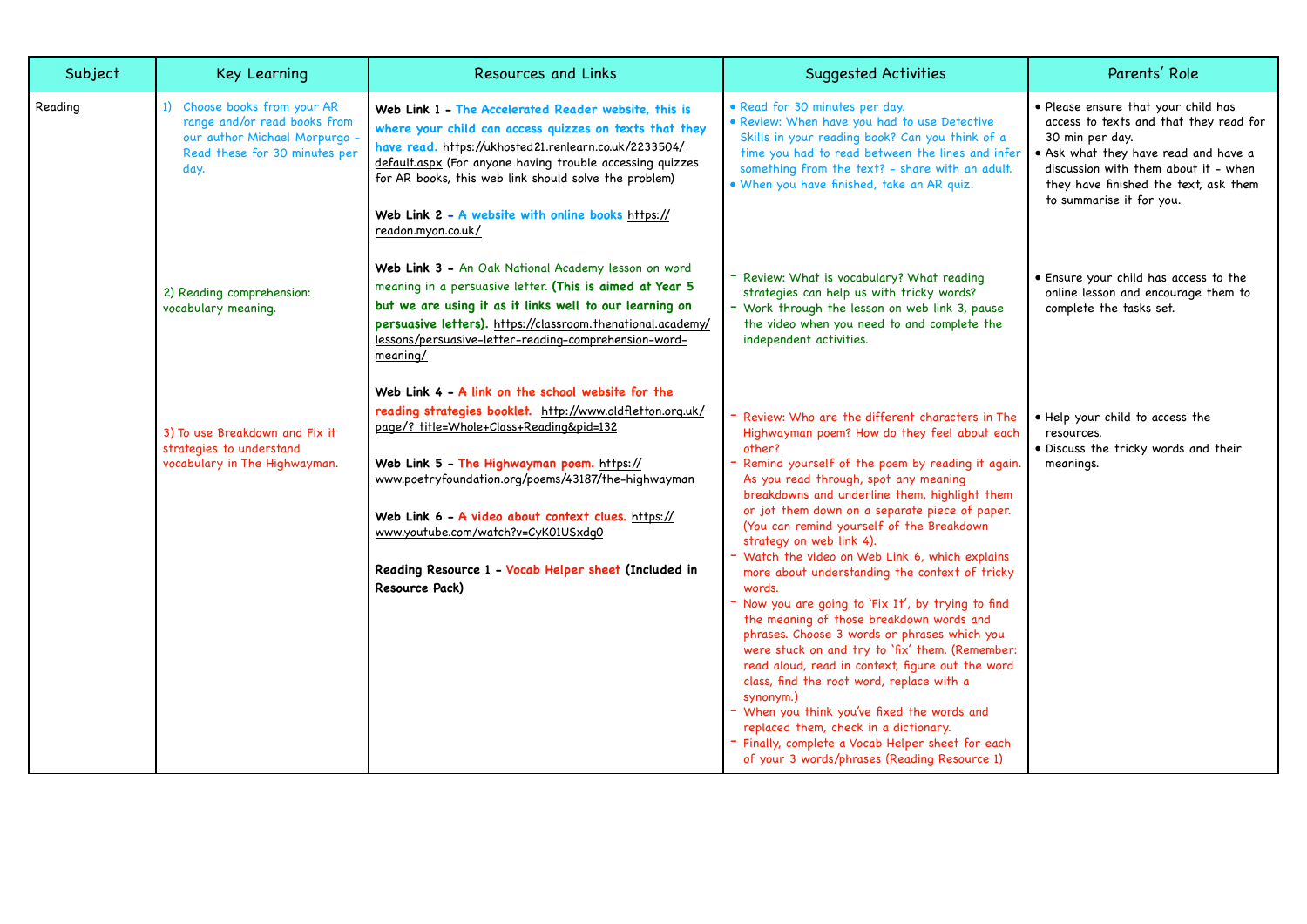| Subject | Key Learning | Resources and Links | Suggested Activities | Parents' Role |
|---|---|---|---|---|
| Reading | 1) Choose books from your AR range and/or read books from our author Michael Morpurgo - Read these for 30 minutes per day. | **Web Link 1 - The Accelerated Reader website, this is where your child can access quizzes on texts that they have read.** https://ukhosted21.renlearn.co.uk/2233504/default.aspx (For anyone having trouble accessing quizzes for AR books, this web link should solve the problem)<br><br>**Web Link 2 - A website with online books** https://readon.myon.co.uk/ | • Read for 30 minutes per day.<br>• Review: When have you had to use Detective Skills in your reading book? Can you think of a time you had to read between the lines and infer something from the text? - share with an adult.<br>• When you have finished, take an AR quiz. | • Please ensure that your child has access to texts and that they read for 30 min per day.<br>• Ask what they have read and have a discussion with them about it - when they have finished the text, ask them to summarise it for you. |
| | 2) Reading comprehension: vocabulary meaning. | **Web Link 3 -** An Oak National Academy lesson on word meaning in a persuasive letter. **(This is aimed at Year 5 but we are using it as it links well to our learning on persuasive letters).** https://classroom.thenational.academy/lessons/persuasive-letter-reading-comprehension-word-meaning/ | - Review: What is vocabulary? What reading strategies can help us with tricky words?<br>- Work through the lesson on web link 3, pause the video when you need to and complete the independent activities. | • Ensure your child has access to the online lesson and encourage them to complete the tasks set. |
| | 3) To use Breakdown and Fix it strategies to understand vocabulary in The Highwayman. | **Web Link 4 - A link on the school website for the reading strategies booklet.** http://www.oldfletton.org.uk/page/?_title=Whole+Class+Reading&pid=132<br><br>**Web Link 5 - The Highwayman poem.** https://www.poetryfoundation.org/poems/43187/the-highwayman<br><br>**Web Link 6 - A video about context clues.** https://www.youtube.com/watch?v=CyK01USxdg0<br><br>**Reading Resource 1 - Vocab Helper sheet (Included in Resource Pack)** | - Review: Who are the different characters in The Highwayman poem? How do they feel about each other?<br>- Remind yourself of the poem by reading it again. As you read through, spot any meaning breakdowns and underline them, highlight them or jot them down on a separate piece of paper. (You can remind yourself of the Breakdown strategy on web link 4).<br>- Watch the video on Web Link 6, which explains more about understanding the context of tricky words.<br>- Now you are going to 'Fix It', by trying to find the meaning of those breakdown words and phrases. Choose 3 words or phrases which you were stuck on and try to 'fix' them. (Remember: read aloud, read in context, figure out the word class, find the root word, replace with a synonym.)<br>- When you think you've fixed the words and replaced them, check in a dictionary.<br>- Finally, complete a Vocab Helper sheet for each of your 3 words/phrases (Reading Resource 1) | • Help your child to access the resources.<br>• Discuss the tricky words and their meanings. |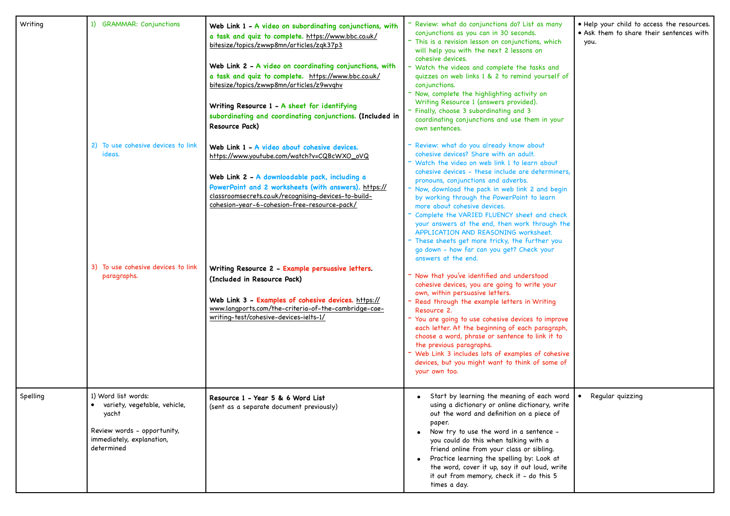| Writing | 1) GRAMMAR: Conjunctions<br><br><br><br><br><br><br><br><br><br><br>2) To use cohesive devices to link ideas.<br><br><br><br><br><br><br><br><br><br><br><br><br>3) To use cohesive devices to link paragraphs. | **Web Link 1 - A video on subordinating conjunctions, with a task and quiz to complete.** https://www.bbc.co.uk/bitesize/topics/zwwp8mn/articles/zqk37p3<br><br>**Web Link 2 - A video on coordinating conjunctions, with a task and quiz to complete.** https://www.bbc.co.uk/bitesize/topics/zwwp8mn/articles/z9wvqhv<br><br>**Writing Resource 1 - A sheet for identifying subordinating and coordinating conjunctions. (Included in Resource Pack)**<br><br>**Web Link 1 - A video about cohesive devices.** https://www.youtube.com/watch?v=CQBcWXO_oVQ<br><br>**Web Link 2 - A downloadable pack, including a PowerPoint and 2 worksheets (with answers).** https://classroomsecrets.co.uk/recognising-devices-to-build-cohesion-year-6-cohesion-free-resource-pack/<br><br><br><br><br><br>**Writing Resource 2 - Example persuasive letters. (Included in Resource Pack)**<br><br>**Web Link 3 - Examples of cohesive devices.** https://www.langports.com/the-criteria-of-the-cambridge-cae-writing-test/cohesive-devices-ielts-1/ | - Review: what do conjunctions do? List as many conjunctions as you can in 30 seconds.<br>- This is a revision lesson on conjunctions, which will help you with the next 2 lessons on cohesive devices.<br>- Watch the videos and complete the tasks and quizzes on web links 1 & 2 to remind yourself of conjunctions.<br>- Now, complete the highlighting activity on Writing Resource 1 (answers provided).<br>- Finally, choose 3 subordinating and 3 coordinating conjunctions and use them in your own sentences.<br><br>- Review: what do you already know about cohesive devices? Share with an adult.<br>- Watch the video on web link 1 to learn about cohesive devices - these include are determiners, pronouns, conjunctions and adverbs.<br>- Now, download the pack in web link 2 and begin by working through the PowerPoint to learn more about cohesive devices.<br>- Complete the VARIED FLUENCY sheet and check your answers at the end, then work through the APPLICATION AND REASONING worksheet.<br>- These sheets get more tricky, the further you go down - how far can you get? Check your answers at the end.<br><br>- Now that you've identified and understood cohesive devices, you are going to write your own, within persuasive letters.<br>- Read through the example letters in Writing Resource 2.<br>- You are going to use cohesive devices to improve each letter. At the beginning of each paragraph, choose a word, phrase or sentence to link it to the previous paragraphs.<br>- Web Link 3 includes lots of examples of cohesive devices, but you might want to think of some of your own too. | • Help your child to access the resources.<br>• Ask them to share their sentences with you. |
|---|---|---|---|---|
| Spelling | 1) Word list words:<br>• variety, vegetable, vehicle, yacht<br><br>Review words - opportunity, immediately, explanation, determined | **Resource 1 - Year 5 & 6 Word List**<br>(sent as a separate document previously) | • Start by learning the meaning of each word using a dictionary or online dictionary, write out the word and definition on a piece of paper.<br>• Now try to use the word in a sentence - you could do this when talking with a friend online from your class or sibling.<br>• Practice learning the spelling by: Look at the word, cover it up, say it out loud, write it out from memory, check it - do this 5 times a day. | • Regular quizzing |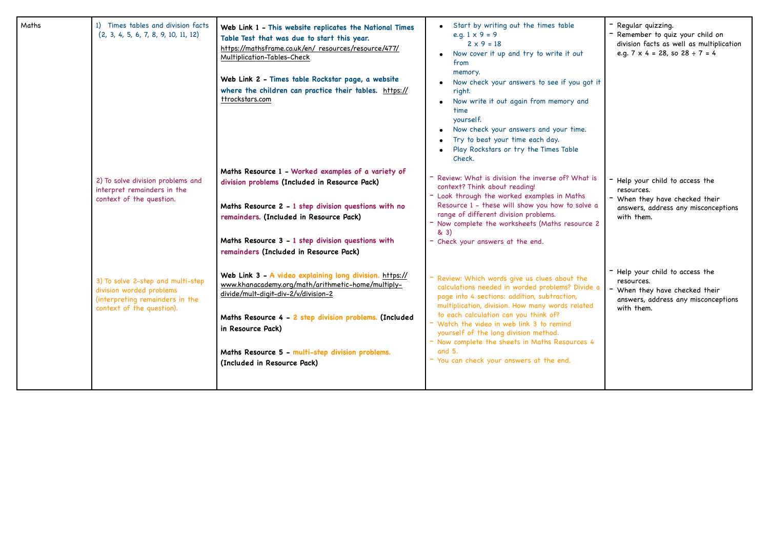| Maths | 1) Times tables and division facts (2, 3, 4, 5, 6, 7, 8, 9, 10, 11, 12) | **Web Link 1 - This website replicates the National Times Table Test that was due to start this year.** https://mathsframe.co.uk/en/ resources/resource/477/ Multiplication-Tables-Check<br><br>**Web Link 2 - Times table Rockstar page, a website where the children can practice their tables.** https://ttrockstars.com | • Start by writing out the times table e.g. 1 x 9 = 9, 2 x 9 = 18<br>• Now cover it up and try to write it out from memory.<br>• Now check your answers to see if you got it right.<br>• Now write it out again from memory and time yourself.<br>• Now check your answers and your time.<br>• Try to beat your time each day.<br>• Play Rockstars or try the Times Table Check. | - Regular quizzing.<br>- Remember to quiz your child on division facts as well as multiplication e.g. 7 x 4 = 28, so 28 ÷ 7 = 4 |
|---|---|---|---|---|
| | 2) To solve division problems and interpret remainders in the context of the question. | **Maths Resource 1 - Worked examples of a variety of division problems (Included in Resource Pack)**<br><br>**Maths Resource 2 - 1 step division questions with no remainders. (Included in Resource Pack)**<br><br>**Maths Resource 3 - 1 step division questions with remainders (Included in Resource Pack)** | - Review: What is division the inverse of? What is context? Think about reading!<br>- Look through the worked examples in Maths Resource 1 - these will show you how to solve a range of different division problems.<br>- Now complete the worksheets (Maths resource 2 & 3)<br>- Check your answers at the end. | - Help your child to access the resources.<br>- When they have checked their answers, address any misconceptions with them. |
| | 3) To solve 2-step and multi-step division worded problems (interpreting remainders in the context of the question). | **Web Link 3 - A video explaining long division.** https://www.khanacademy.org/math/arithmetic-home/multiply-divide/mult-digit-div-2/v/division-2<br><br>**Maths Resource 4 - 2 step division problems. (Included in Resource Pack)**<br><br>**Maths Resource 5 - multi-step division problems. (Included in Resource Pack)** | - Review: Which words give us clues about the calculations needed in worded problems? Divide a page into 4 sections: addition, subtraction, multiplication, division. How many words related to each calculation can you think of?<br>- Watch the video in web link 3 to remind yourself of the long division method.<br>- Now complete the sheets in Maths Resources 4 and 5.<br>- You can check your answers at the end. | - Help your child to access the resources.<br>- When they have checked their answers, address any misconceptions with them. |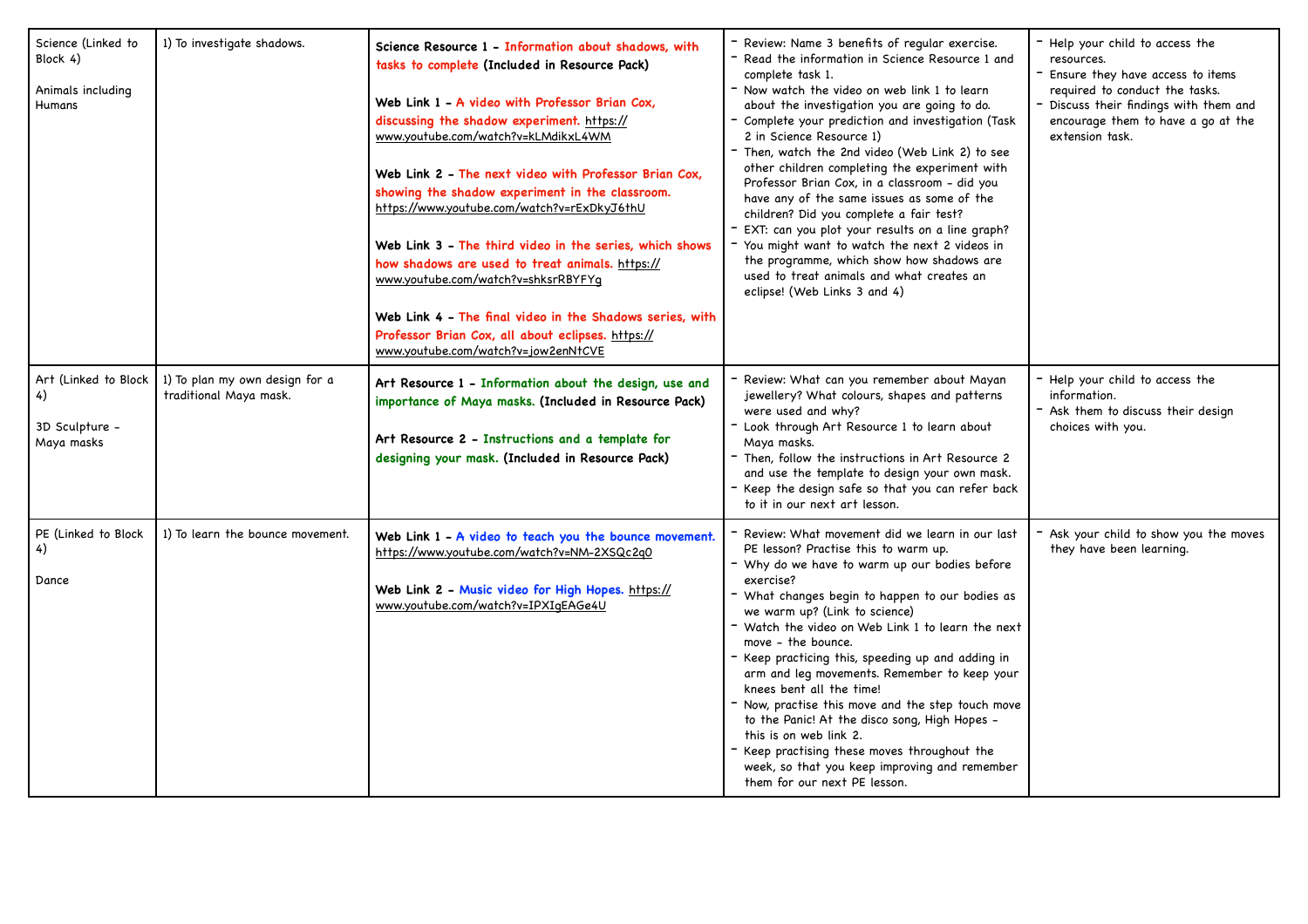| | | | | |
|---|---|---|---|---|
| Science (Linked to Block 4)<br><br>Animals including Humans | 1) To investigate shadows. | **Science Resource 1 - Information about shadows, with tasks to complete (Included in Resource Pack)**<br><br>**Web Link 1 - A video with Professor Brian Cox, discussing the shadow experiment.** https://www.youtube.com/watch?v=kLMdikxL4WM<br><br>**Web Link 2 - The next video with Professor Brian Cox, showing the shadow experiment in the classroom.** https://www.youtube.com/watch?v=rExDkyJ6thU<br><br>**Web Link 3 - The third video in the series, which shows how shadows are used to treat animals.** https://www.youtube.com/watch?v=shksrRBYFYg<br><br>**Web Link 4 - The final video in the Shadows series, with Professor Brian Cox, all about eclipses.** https://www.youtube.com/watch?v=jow2enNtCVE | - Review: Name 3 benefits of regular exercise.<br>- Read the information in Science Resource 1 and complete task 1.<br>- Now watch the video on web link 1 to learn about the investigation you are going to do.<br>- Complete your prediction and investigation (Task 2 in Science Resource 1)<br>- Then, watch the 2nd video (Web Link 2) to see other children completing the experiment with Professor Brian Cox, in a classroom - did you have any of the same issues as some of the children? Did you complete a fair test?<br>- EXT: can you plot your results on a line graph?<br>- You might want to watch the next 2 videos in the programme, which show how shadows are used to treat animals and what creates an eclipse! (Web Links 3 and 4) | - Help your child to access the resources.<br>- Ensure they have access to items required to conduct the tasks.<br>- Discuss their findings with them and encourage them to have a go at the extension task. |
| Art (Linked to Block 4)<br><br>3D Sculpture - Maya masks | 1) To plan my own design for a traditional Maya mask. | **Art Resource 1 - Information about the design, use and importance of Maya masks. (Included in Resource Pack)**<br><br>**Art Resource 2 - Instructions and a template for designing your mask. (Included in Resource Pack)** | - Review: What can you remember about Mayan jewellery? What colours, shapes and patterns were used and why?<br>- Look through Art Resource 1 to learn about Maya masks.<br>- Then, follow the instructions in Art Resource 2 and use the template to design your own mask.<br>- Keep the design safe so that you can refer back to it in our next art lesson. | - Help your child to access the information.<br>- Ask them to discuss their design choices with you. |
| PE (Linked to Block 4)<br><br>Dance | 1) To learn the bounce movement. | **Web Link 1 - A video to teach you the bounce movement.** https://www.youtube.com/watch?v=NM-2XSQc2q0<br><br>**Web Link 2 - Music video for High Hopes.** https://www.youtube.com/watch?v=IPXIgEAGe4U | - Review: What movement did we learn in our last PE lesson? Practise this to warm up.<br>- Why do we have to warm up our bodies before exercise?<br>- What changes begin to happen to our bodies as we warm up? (Link to science)<br>- Watch the video on Web Link 1 to learn the next move - the bounce.<br>- Keep practicing this, speeding up and adding in arm and leg movements. Remember to keep your knees bent all the time!<br>- Now, practise this move and the step touch move to the Panic! At the disco song, High Hopes - this is on web link 2.<br>- Keep practising these moves throughout the week, so that you keep improving and remember them for our next PE lesson. | - Ask your child to show you the moves they have been learning. |